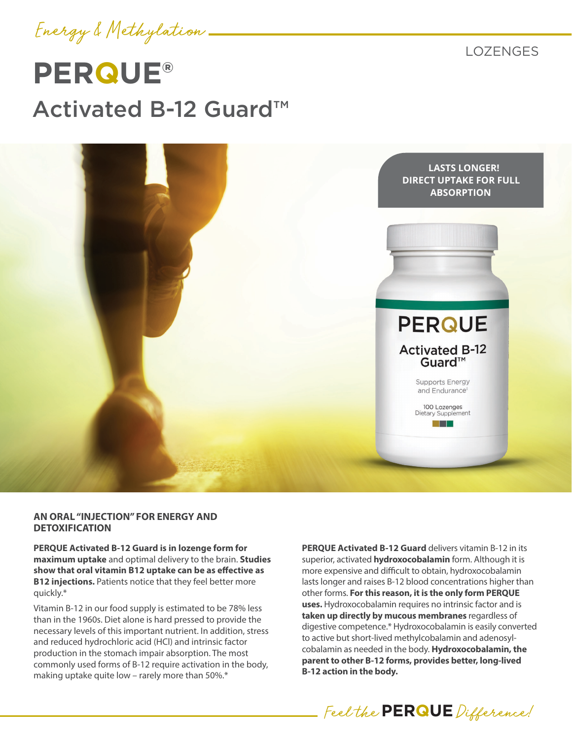*Energy & Methylation*

LOZENGES

# PERQUE®

## Activated B-12 Guard™

**LASTS LONGER! DIRECT UPTAKE FOR FULL ABSORPTION**

### AN ORAL "INJECTION" FOR ENERGY AND DETOXIFICATION

**PERQUE Activated B-12 Guard is in lozenge form for maximum uptake** and optimal delivery to the brain. **Studies show that oral vitamin B12 uptake can be as effective as B12 injections.** Patients notice that they feel better more quickly.*

Vitamin B-12 in our food supply is estimated to be 78% less than in the 1960s. Diet alone is hard pressed to provide the necessary levels of this important nutrient. In addition, stress and reduced hydrochloric acid (HCl) and intrinsic factor production in the stomach impair absorption. The most commonly used forms of B-12 require activation in the body, making uptake quite low – rarely more than 50%.*

**PERQUE Activated B-12 Guard** delivers vitamin B-12 in its superior, activated **hydroxocobalamin** form. Although it is more expensive and difficult to obtain, hydroxocobalamin lasts longer and raises B-12 blood concentrations higher than other forms. **For this reason, it is the only form PERQUE uses.** Hydroxocobalamin requires no intrinsic factor and is **taken up directly by mucous membranes** regardless of digestive competence.* Hydroxocobalamin is easily converted to active but short-lived methylcobalamin and adenosylcobalamin as needed in the body. **Hydroxocobalamin, the parent to other B-12 forms, provides better, long-lived B-12 action in the body.**

*Feel the* **PERQUE** *Difference!*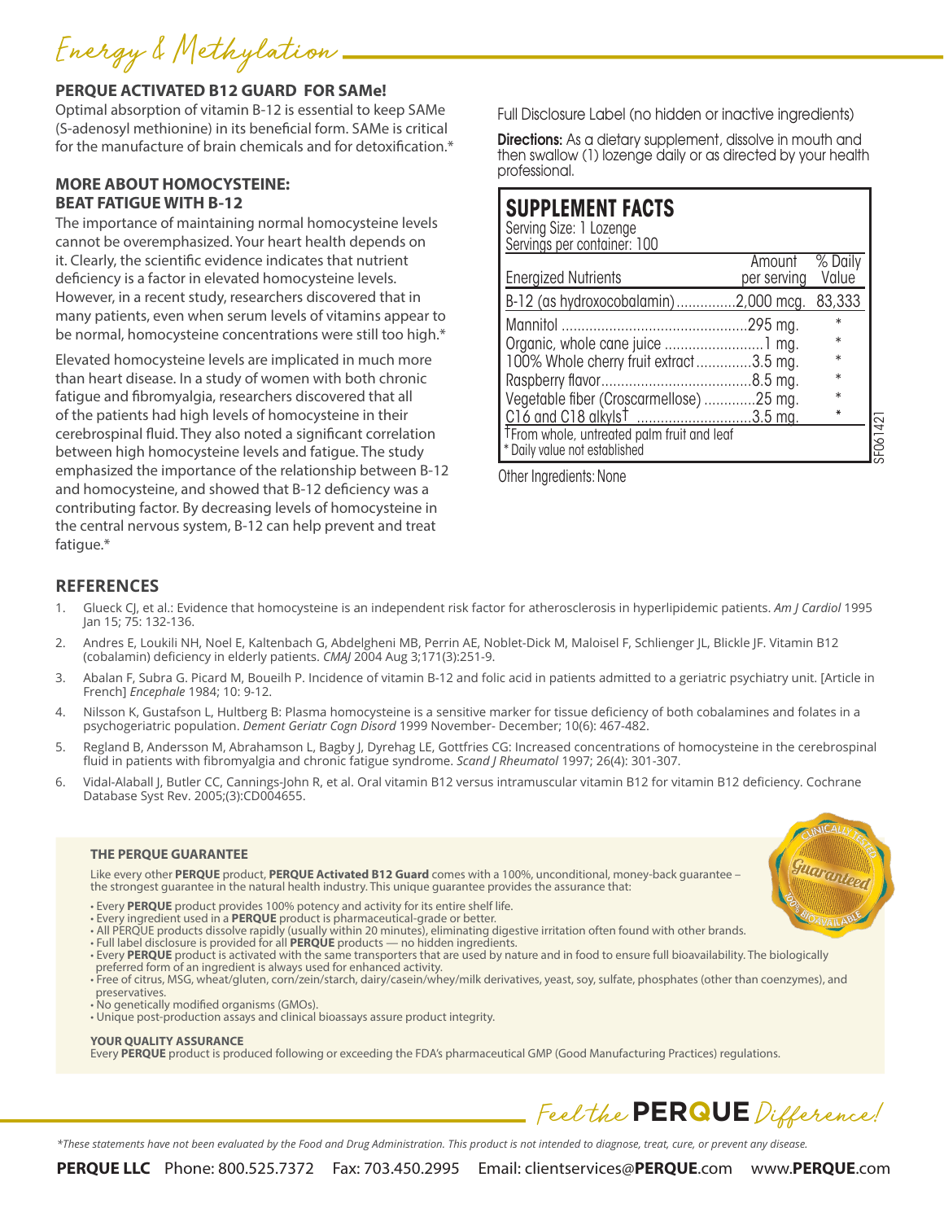# Energy & Methylation

### PERQUE ACTIVATED B12 GUARD FOR SAMe!

Optimal absorption of vitamin B-12 is essential to keep SAMe (S-adenosyl methionine) in its beneficial form. SAMe is critical for the manufacture of brain chemicals and for detoxification.*

### MORE ABOUT HOMOCYSTEINE: BEAT FATIGUE WITH B-12

The importance of maintaining normal homocysteine levels cannot be overemphasized. Your heart health depends on it. Clearly, the scientific evidence indicates that nutrient deficiency is a factor in elevated homocysteine levels. However, in a recent study, researchers discovered that in many patients, even when serum levels of vitamins appear to be normal, homocysteine concentrations were still too high.*

Elevated homocysteine levels are implicated in much more than heart disease. In a study of women with both chronic fatigue and fibromyalgia, researchers discovered that all of the patients had high levels of homocysteine in their cerebrospinal fluid. They also noted a significant correlation between high homocysteine levels and fatigue. The study emphasized the importance of the relationship between B-12 and homocysteine, and showed that B-12 deficiency was a contributing factor. By decreasing levels of homocysteine in the central nervous system, B-12 can help prevent and treat fatigue.*

Full Disclosure Label (no hidden or inactive ingredients)

**Directions:** As a dietary supplement, dissolve in mouth and then swallow (1) lozenge daily or as directed by your health professional.

**SUPPLEMENT FACTS**
Serving Size: 1 Lozenge
Servings per container: 100

| Energized Nutrients | Amount per serving | % Daily Value |
|---|---|---|
| B-12 (as hydroxocobalamin) | 2,000 mcg. | 83,333 |
| Mannitol | 295 mg. | * |
| Organic, whole cane juice | 1 mg. | * |
| 100% Whole cherry fruit extract | 3.5 mg. | * |
| Raspberry flavor | 8.5 mg. | * |
| Vegetable fiber (Croscarmellose) | 25 mg. | * |
| C16 and C18 alkyls† | 3.5 mg. | * |

†From whole, untreated palm fruit and leaf
* Daily value not established

SF061421

Other Ingredients: None

## REFERENCES

1. Glueck CJ, et al.: Evidence that homocysteine is an independent risk factor for atherosclerosis in hyperlipidemic patients. *Am J Cardiol* 1995 Jan 15; 75: 132-136.
2. Andres E, Loukili NH, Noel E, Kaltenbach G, Abdelgheni MB, Perrin AE, Noblet-Dick M, Maloisel F, Schlienger JL, Blickle JF. Vitamin B12 (cobalamin) deficiency in elderly patients. *CMAJ* 2004 Aug 3;171(3):251-9.
3. Abalan F, Subra G. Picard M, Boueilh P. Incidence of vitamin B-12 and folic acid in patients admitted to a geriatric psychiatry unit. [Article in French] *Encephale* 1984; 10: 9-12.
4. Nilsson K, Gustafson L, Hultberg B: Plasma homocysteine is a sensitive marker for tissue deficiency of both cobalamines and folates in a psychogeriatric population. *Dement Geriatr Cogn Disord* 1999 November- December; 10(6): 467-482.
5. Regland B, Andersson M, Abrahamson L, Bagby J, Dyrehag LE, Gottfries CG: Increased concentrations of homocysteine in the cerebrospinal fluid in patients with fibromyalgia and chronic fatigue syndrome. *Scand J Rheumatol* 1997; 26(4): 301-307.
6. Vidal-Alaball J, Butler CC, Cannings-John R, et al. Oral vitamin B12 versus intramuscular vitamin B12 for vitamin B12 deficiency. Cochrane Database Syst Rev. 2005;(3):CD004655.

#### THE PERQUE GUARANTEE

Like every other **PERQUE** product, **PERQUE Activated B12 Guard** comes with a 100%, unconditional, money-back guarantee – the strongest guarantee in the natural health industry. This unique guarantee provides the assurance that:

- Every **PERQUE** product provides 100% potency and activity for its entire shelf life.
- Every ingredient used in a **PERQUE** product is pharmaceutical-grade or better.
- All PERQUE products dissolve rapidly (usually within 20 minutes), eliminating digestive irritation often found with other brands.
- Full label disclosure is provided for all **PERQUE** products — no hidden ingredients.
- Every **PERQUE** product is activated with the same transporters that are used by nature and in food to ensure full bioavailability. The biologically preferred form of an ingredient is always used for enhanced activity.
- Free of citrus, MSG, wheat/gluten, corn/zein/starch, dairy/casein/whey/milk derivatives, yeast, soy, sulfate, phosphates (other than coenzymes), and preservatives.
- No genetically modified organisms (GMOs).
- Unique post-production assays and clinical bioassays assure product integrity.

Clinically Tested · Guaranteed · 100% Bioavailable

#### YOUR QUALITY ASSURANCE

Every **PERQUE** product is produced following or exceeding the FDA's pharmaceutical GMP (Good Manufacturing Practices) regulations.

*Feel the* **PERQUE** *Difference!*

*These statements have not been evaluated by the Food and Drug Administration. This product is not intended to diagnose, treat, cure, or prevent any disease.*

**PERQUE LLC** Phone: 800.525.7372 Fax: 703.450.2995 Email: clientservices@**PERQUE**.com www.**PERQUE**.com